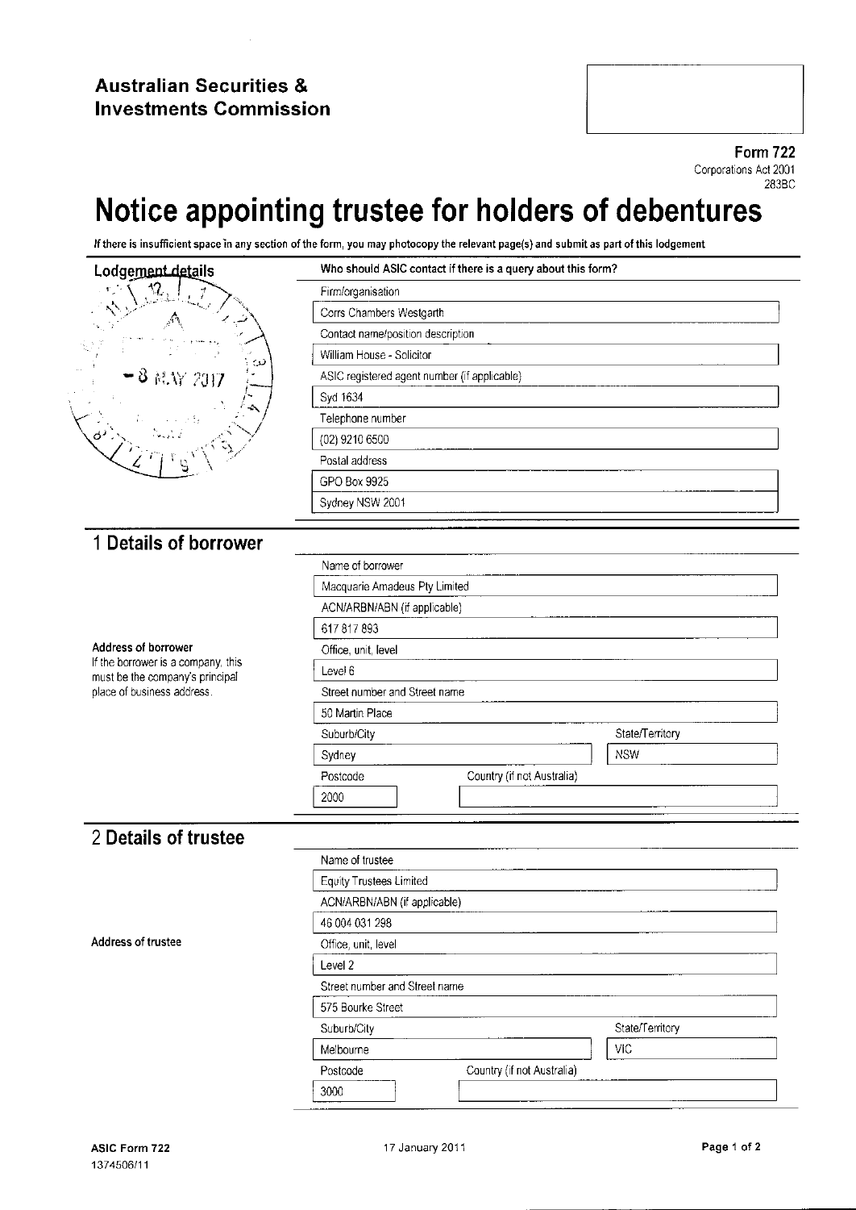**Australian Securities & Investments Commission**

**Form 722**
Corporations Act 2001
283BC

# Notice appointing trustee for holders of debentures

*If there is insufficient space in any section of the form, you may photocopy the relevant page(s) and submit as part of this lodgement*

## Lodgement details

- 8 MAY 2017

**Who should ASIC contact if there is a query about this form?**

Firm/organisation
Corrs Chambers Westgarth

Contact name/position description
William House - Solicitor

ASIC registered agent number (if applicable)
Syd 1634

Telephone number
(02) 9210 6500

Postal address
GPO Box 9925
Sydney NSW 2001

## 1 Details of borrower

Name of borrower
Macquarie Amadeus Pty Limited

ACN/ARBN/ABN (if applicable)
617 817 893

**Address of borrower**
If the borrower is a company, this must be the company's principal place of business address.

Office, unit, level
Level 6

Street number and Street name
50 Martin Place

Suburb/City
Sydney

State/Territory
NSW

Postcode
2000

Country (if not Australia)

## 2 Details of trustee

Name of trustee
Equity Trustees Limited

ACN/ARBN/ABN (if applicable)
46 004 031 298

**Address of trustee**

Office, unit, level
Level 2

Street number and Street name
575 Bourke Street

Suburb/City
Melbourne

State/Territory
VIC

Postcode
3000

Country (if not Australia)

ASIC Form 722 17 January 2011
1374506/11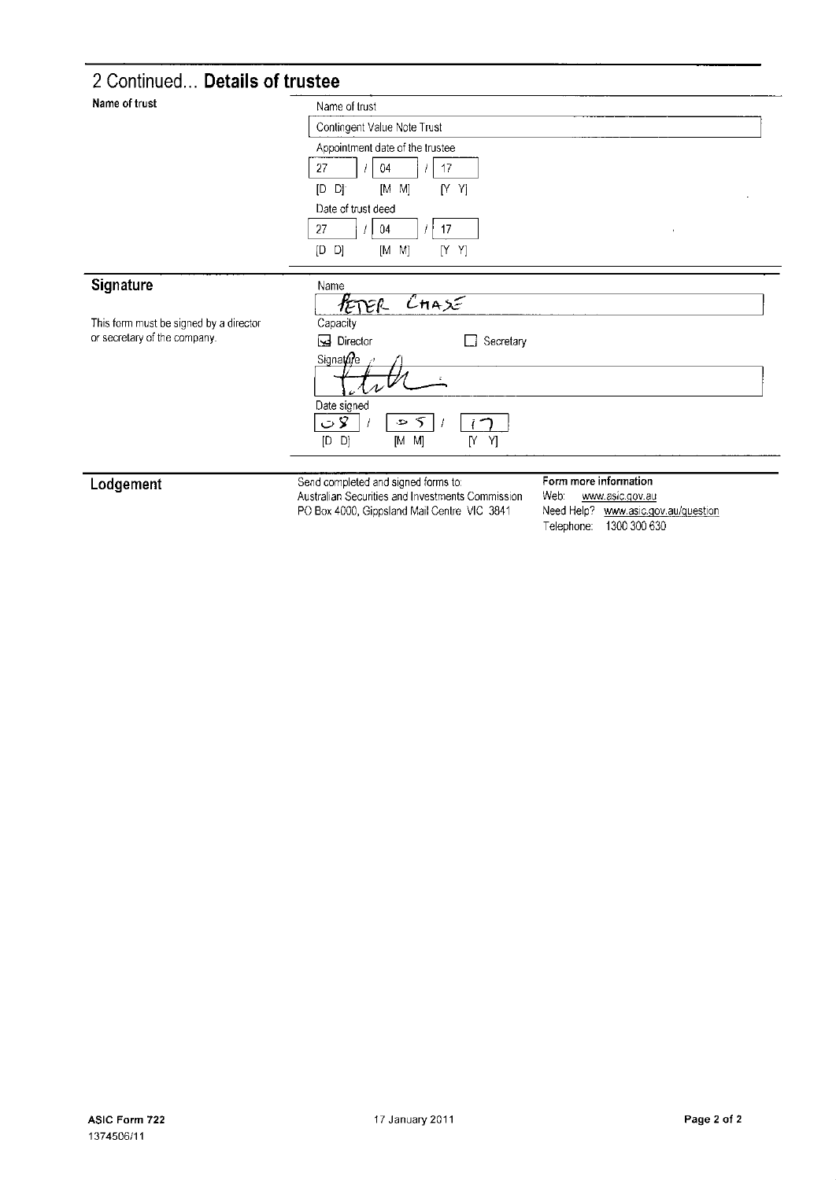## 2 Continued... **Details of trustee**

**Name of trust**

Name of trust

Contingent Value Note Trust

Appointment date of the trustee

27 / 04 / 17

[D D] [M M] [Y Y]

Date of trust deed

27 / 04 / 17

[D D] [M M] [Y Y]

## Signature

This form must be signed by a director or secretary of the company.

Name

PETER CHASE

Capacity

☒ Director ☐ Secretary

Signature

Date signed

08 / 05 / 17

[D D] [M M] [Y Y]

## Lodgement

Send completed and signed forms to:
Australian Securities and Investments Commission
PO Box 4000, Gippsland Mail Centre VIC 3841

**Form more information**

Web: www.asic.gov.au

Need Help? www.asic.gov.au/question

Telephone: 1300 300 630

**ASIC Form 722**
1374506/11

17 January 2011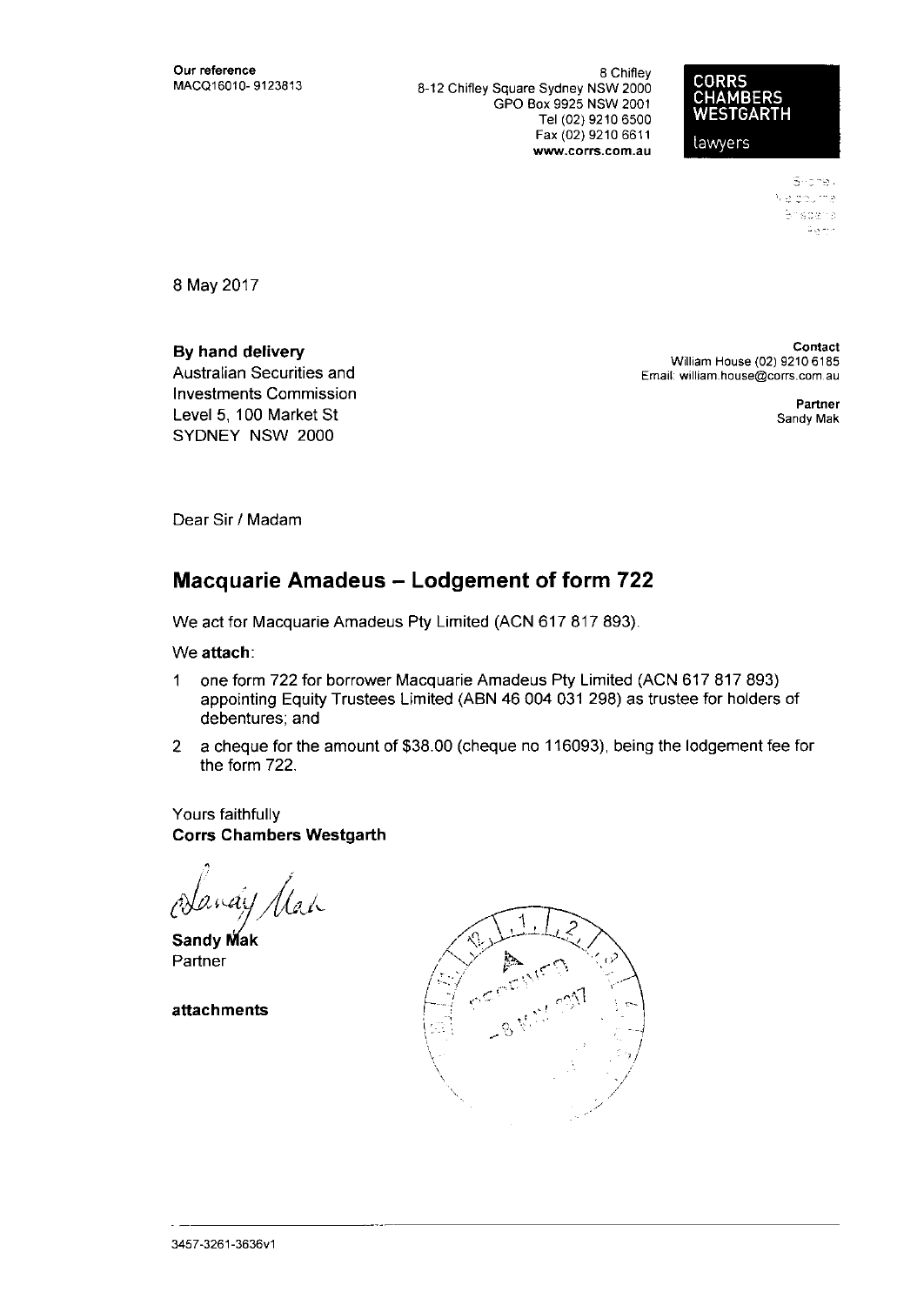Our reference
MACQ16010- 9123813

8 Chifley
8-12 Chifley Square Sydney NSW 2000
GPO Box 9925 NSW 2001
Tel (02) 9210 6500
Fax (02) 9210 6611
www.corrs.com.au

CORRS CHAMBERS WESTGARTH
lawyers

8 May 2017

**By hand delivery**
Australian Securities and
Investments Commission
Level 5, 100 Market St
SYDNEY NSW 2000

**Contact**
William House (02) 9210 6185
Email: william.house@corrs.com.au

**Partner**
Sandy Mak

Dear Sir / Madam

## Macquarie Amadeus – Lodgement of form 722

We act for Macquarie Amadeus Pty Limited (ACN 617 817 893).

We **attach**:

1. one form 722 for borrower Macquarie Amadeus Pty Limited (ACN 617 817 893) appointing Equity Trustees Limited (ABN 46 004 031 298) as trustee for holders of debentures; and
2. a cheque for the amount of $38.00 (cheque no 116093), being the lodgement fee for the form 722.

Yours faithfully
**Corrs Chambers Westgarth**

**Sandy Mak**
Partner

**attachments**

RECEIVED
- 8 MAY 2017

3457-3261-3636v1